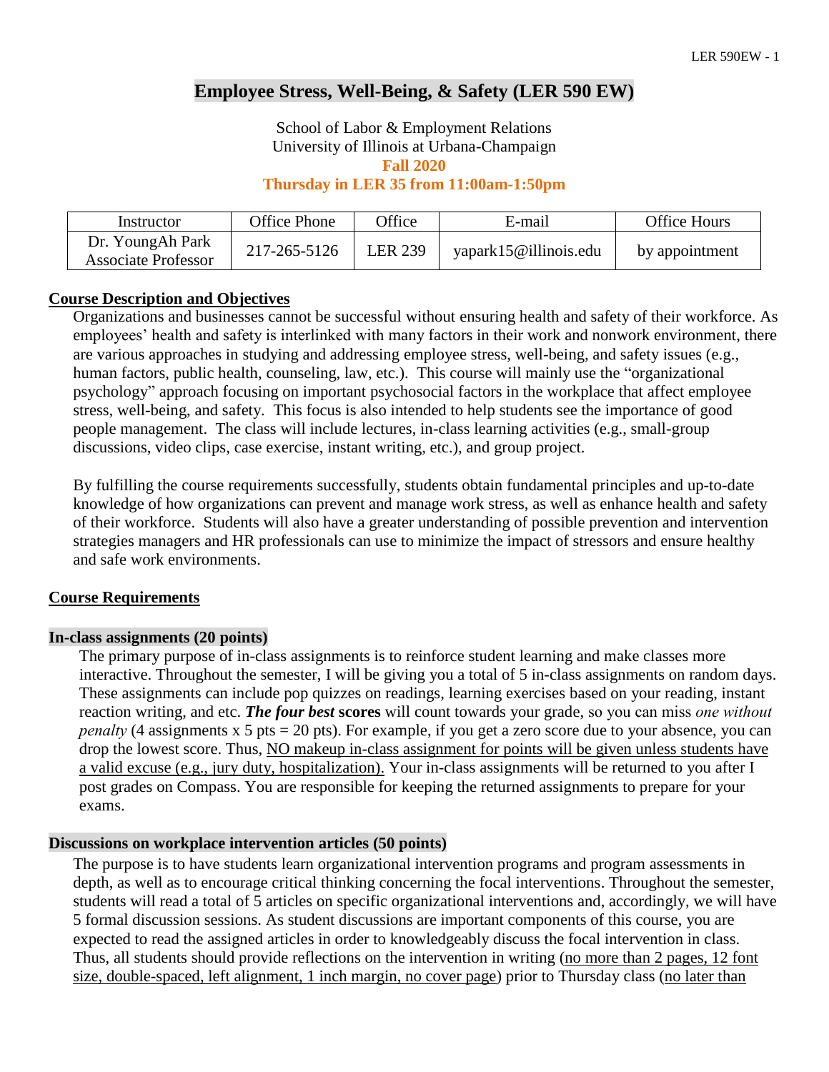# Employee Stress, Well-Being, & Safety (LER 590 EW)

School of Labor & Employment Relations
University of Illinois at Urbana-Champaign
**Fall 2020**
**Thursday in LER 35 from 11:00am-1:50pm**

| Instructor | Office Phone | Office | E-mail | Office Hours |
|---|---|---|---|---|
| Dr. YoungAh Park<br>Associate Professor | 217-265-5126 | LER 239 | yapark15@illinois.edu | by appointment |

## Course Description and Objectives

Organizations and businesses cannot be successful without ensuring health and safety of their workforce. As employees' health and safety is interlinked with many factors in their work and nonwork environment, there are various approaches in studying and addressing employee stress, well-being, and safety issues (e.g., human factors, public health, counseling, law, etc.). This course will mainly use the "organizational psychology" approach focusing on important psychosocial factors in the workplace that affect employee stress, well-being, and safety. This focus is also intended to help students see the importance of good people management. The class will include lectures, in-class learning activities (e.g., small-group discussions, video clips, case exercise, instant writing, etc.), and group project.

By fulfilling the course requirements successfully, students obtain fundamental principles and up-to-date knowledge of how organizations can prevent and manage work stress, as well as enhance health and safety of their workforce. Students will also have a greater understanding of possible prevention and intervention strategies managers and HR professionals can use to minimize the impact of stressors and ensure healthy and safe work environments.

## Course Requirements

### In-class assignments (20 points)

The primary purpose of in-class assignments is to reinforce student learning and make classes more interactive. Throughout the semester, I will be giving you a total of 5 in-class assignments on random days. These assignments can include pop quizzes on readings, learning exercises based on your reading, instant reaction writing, and etc. ***The four best* scores** will count towards your grade, so you can miss *one without penalty* (4 assignments x 5 pts = 20 pts). For example, if you get a zero score due to your absence, you can drop the lowest score. Thus, NO makeup in-class assignment for points will be given unless students have a valid excuse (e.g., jury duty, hospitalization). Your in-class assignments will be returned to you after I post grades on Compass. You are responsible for keeping the returned assignments to prepare for your exams.

### Discussions on workplace intervention articles (50 points)

The purpose is to have students learn organizational intervention programs and program assessments in depth, as well as to encourage critical thinking concerning the focal interventions. Throughout the semester, students will read a total of 5 articles on specific organizational interventions and, accordingly, we will have 5 formal discussion sessions. As student discussions are important components of this course, you are expected to read the assigned articles in order to knowledgeably discuss the focal intervention in class. Thus, all students should provide reflections on the intervention in writing (no more than 2 pages, 12 font size, double-spaced, left alignment, 1 inch margin, no cover page) prior to Thursday class (no later than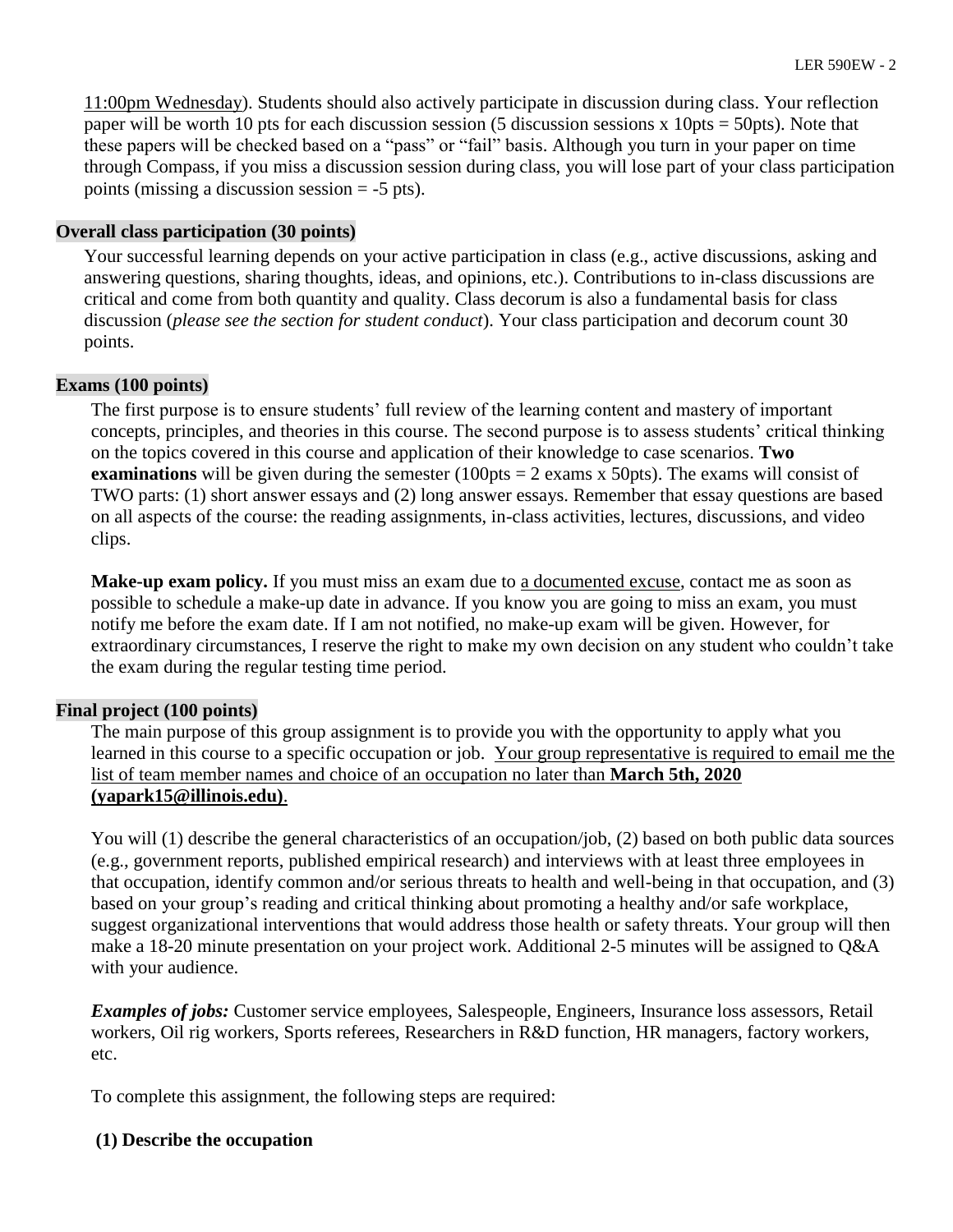11:00pm Wednesday). Students should also actively participate in discussion during class. Your reflection paper will be worth 10 pts for each discussion session (5 discussion sessions x 10pts = 50pts). Note that these papers will be checked based on a "pass" or "fail" basis. Although you turn in your paper on time through Compass, if you miss a discussion session during class, you will lose part of your class participation points (missing a discussion session = -5 pts).

### Overall class participation (30 points)

Your successful learning depends on your active participation in class (e.g., active discussions, asking and answering questions, sharing thoughts, ideas, and opinions, etc.). Contributions to in-class discussions are critical and come from both quantity and quality. Class decorum is also a fundamental basis for class discussion (*please see the section for student conduct*). Your class participation and decorum count 30 points.

### Exams (100 points)

The first purpose is to ensure students' full review of the learning content and mastery of important concepts, principles, and theories in this course. The second purpose is to assess students' critical thinking on the topics covered in this course and application of their knowledge to case scenarios. **Two examinations** will be given during the semester (100pts = 2 exams x 50pts). The exams will consist of TWO parts: (1) short answer essays and (2) long answer essays. Remember that essay questions are based on all aspects of the course: the reading assignments, in-class activities, lectures, discussions, and video clips.

**Make-up exam policy.** If you must miss an exam due to a documented excuse, contact me as soon as possible to schedule a make-up date in advance. If you know you are going to miss an exam, you must notify me before the exam date. If I am not notified, no make-up exam will be given. However, for extraordinary circumstances, I reserve the right to make my own decision on any student who couldn't take the exam during the regular testing time period.

### Final project (100 points)

The main purpose of this group assignment is to provide you with the opportunity to apply what you learned in this course to a specific occupation or job. Your group representative is required to email me the list of team member names and choice of an occupation no later than **March 5th, 2020 (yapark15@illinois.edu)**.

You will (1) describe the general characteristics of an occupation/job, (2) based on both public data sources (e.g., government reports, published empirical research) and interviews with at least three employees in that occupation, identify common and/or serious threats to health and well-being in that occupation, and (3) based on your group's reading and critical thinking about promoting a healthy and/or safe workplace, suggest organizational interventions that would address those health or safety threats. Your group will then make a 18-20 minute presentation on your project work. Additional 2-5 minutes will be assigned to Q&A with your audience.

***Examples of jobs:*** Customer service employees, Salespeople, Engineers, Insurance loss assessors, Retail workers, Oil rig workers, Sports referees, Researchers in R&D function, HR managers, factory workers, etc.

To complete this assignment, the following steps are required:

**(1) Describe the occupation**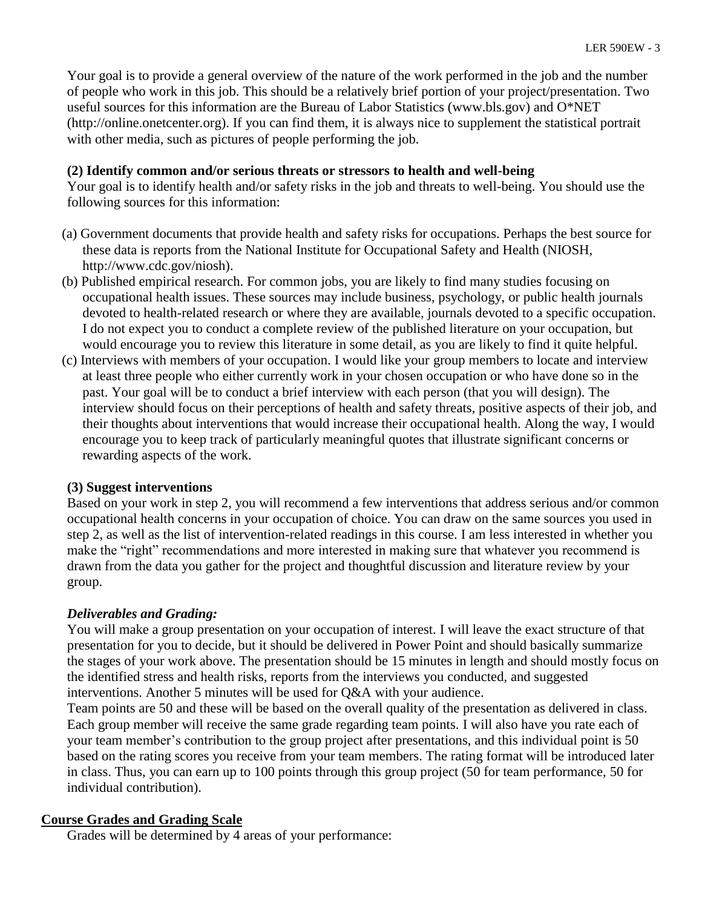Your goal is to provide a general overview of the nature of the work performed in the job and the number of people who work in this job. This should be a relatively brief portion of your project/presentation. Two useful sources for this information are the Bureau of Labor Statistics (www.bls.gov) and O*NET (http://online.onetcenter.org). If you can find them, it is always nice to supplement the statistical portrait with other media, such as pictures of people performing the job.

**(2) Identify common and/or serious threats or stressors to health and well-being**

Your goal is to identify health and/or safety risks in the job and threats to well-being. You should use the following sources for this information:

(a) Government documents that provide health and safety risks for occupations. Perhaps the best source for these data is reports from the National Institute for Occupational Safety and Health (NIOSH, http://www.cdc.gov/niosh).

(b) Published empirical research. For common jobs, you are likely to find many studies focusing on occupational health issues. These sources may include business, psychology, or public health journals devoted to health-related research or where they are available, journals devoted to a specific occupation. I do not expect you to conduct a complete review of the published literature on your occupation, but would encourage you to review this literature in some detail, as you are likely to find it quite helpful.

(c) Interviews with members of your occupation. I would like your group members to locate and interview at least three people who either currently work in your chosen occupation or who have done so in the past. Your goal will be to conduct a brief interview with each person (that you will design). The interview should focus on their perceptions of health and safety threats, positive aspects of their job, and their thoughts about interventions that would increase their occupational health. Along the way, I would encourage you to keep track of particularly meaningful quotes that illustrate significant concerns or rewarding aspects of the work.

**(3) Suggest interventions**

Based on your work in step 2, you will recommend a few interventions that address serious and/or common occupational health concerns in your occupation of choice. You can draw on the same sources you used in step 2, as well as the list of intervention-related readings in this course. I am less interested in whether you make the "right" recommendations and more interested in making sure that whatever you recommend is drawn from the data you gather for the project and thoughtful discussion and literature review by your group.

***Deliverables and Grading:***

You will make a group presentation on your occupation of interest. I will leave the exact structure of that presentation for you to decide, but it should be delivered in Power Point and should basically summarize the stages of your work above. The presentation should be 15 minutes in length and should mostly focus on the identified stress and health risks, reports from the interviews you conducted, and suggested interventions. Another 5 minutes will be used for Q&A with your audience.

Team points are 50 and these will be based on the overall quality of the presentation as delivered in class. Each group member will receive the same grade regarding team points. I will also have you rate each of your team member's contribution to the group project after presentations, and this individual point is 50 based on the rating scores you receive from your team members. The rating format will be introduced later in class. Thus, you can earn up to 100 points through this group project (50 for team performance, 50 for individual contribution).

## Course Grades and Grading Scale

Grades will be determined by 4 areas of your performance: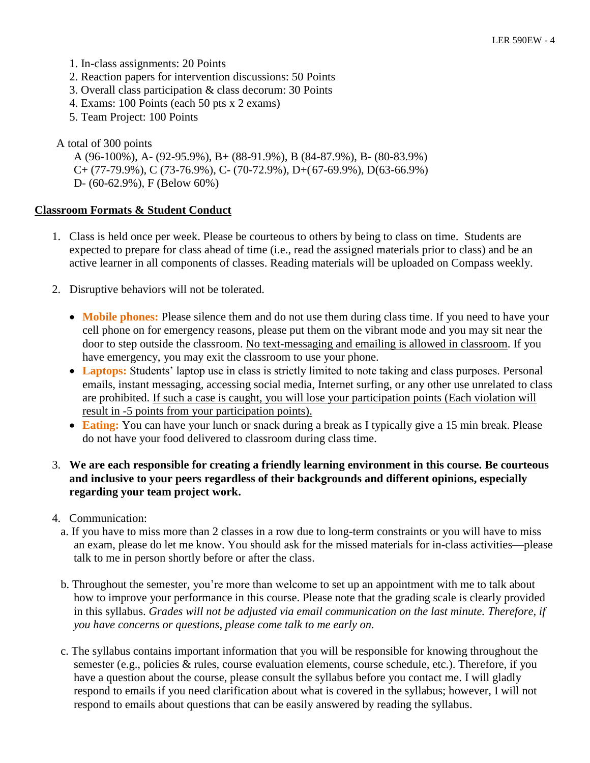1. In-class assignments: 20 Points
2. Reaction papers for intervention discussions: 50 Points
3. Overall class participation & class decorum: 30 Points
4. Exams: 100 Points (each 50 pts x 2 exams)
5. Team Project: 100 Points

A total of 300 points

A (96-100%), A- (92-95.9%), B+ (88-91.9%), B (84-87.9%), B- (80-83.9%)
C+ (77-79.9%), C (73-76.9%), C- (70-72.9%), D+(67-69.9%), D(63-66.9%)
D- (60-62.9%), F (Below 60%)

## Classroom Formats & Student Conduct

1. Class is held once per week. Please be courteous to others by being to class on time. Students are expected to prepare for class ahead of time (i.e., read the assigned materials prior to class) and be an active learner in all components of classes. Reading materials will be uploaded on Compass weekly.

2. Disruptive behaviors will not be tolerated.

   - **Mobile phones:** Please silence them and do not use them during class time. If you need to have your cell phone on for emergency reasons, please put them on the vibrant mode and you may sit near the door to step outside the classroom. No text-messaging and emailing is allowed in classroom. If you have emergency, you may exit the classroom to use your phone.
   - **Laptops:** Students' laptop use in class is strictly limited to note taking and class purposes. Personal emails, instant messaging, accessing social media, Internet surfing, or any other use unrelated to class are prohibited. If such a case is caught, you will lose your participation points (Each violation will result in -5 points from your participation points).
   - **Eating:** You can have your lunch or snack during a break as I typically give a 15 min break. Please do not have your food delivered to classroom during class time.

3. **We are each responsible for creating a friendly learning environment in this course. Be courteous and inclusive to your peers regardless of their backgrounds and different opinions, especially regarding your team project work.**

4. Communication:

   a. If you have to miss more than 2 classes in a row due to long-term constraints or you will have to miss an exam, please do let me know. You should ask for the missed materials for in-class activities—please talk to me in person shortly before or after the class.

   b. Throughout the semester, you're more than welcome to set up an appointment with me to talk about how to improve your performance in this course. Please note that the grading scale is clearly provided in this syllabus. *Grades will not be adjusted via email communication on the last minute. Therefore, if you have concerns or questions, please come talk to me early on.*

   c. The syllabus contains important information that you will be responsible for knowing throughout the semester (e.g., policies & rules, course evaluation elements, course schedule, etc.). Therefore, if you have a question about the course, please consult the syllabus before you contact me. I will gladly respond to emails if you need clarification about what is covered in the syllabus; however, I will not respond to emails about questions that can be easily answered by reading the syllabus.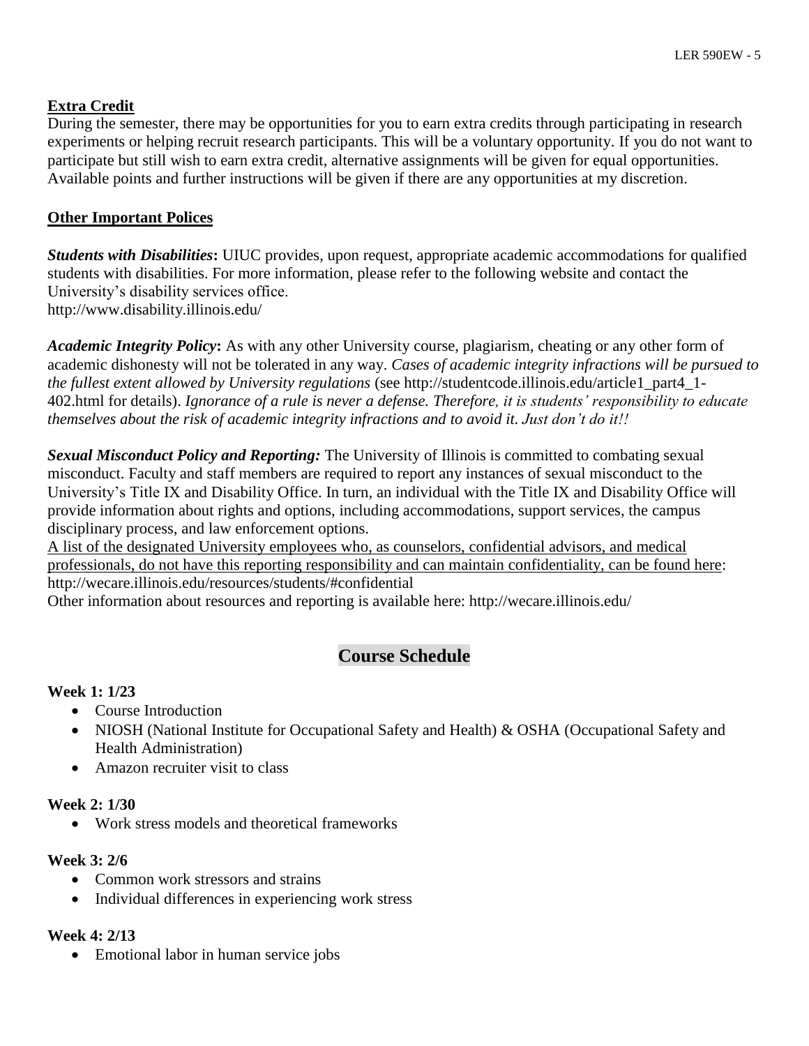**Extra Credit**

During the semester, there may be opportunities for you to earn extra credits through participating in research experiments or helping recruit research participants. This will be a voluntary opportunity. If you do not want to participate but still wish to earn extra credit, alternative assignments will be given for equal opportunities. Available points and further instructions will be given if there are any opportunities at my discretion.

**Other Important Polices**

***Students with Disabilities*:** UIUC provides, upon request, appropriate academic accommodations for qualified students with disabilities. For more information, please refer to the following website and contact the University's disability services office.
http://www.disability.illinois.edu/

***Academic Integrity Policy*:** As with any other University course, plagiarism, cheating or any other form of academic dishonesty will not be tolerated in any way. *Cases of academic integrity infractions will be pursued to the fullest extent allowed by University regulations* (see http://studentcode.illinois.edu/article1_part4_1-402.html for details). *Ignorance of a rule is never a defense. Therefore, it is students' responsibility to educate themselves about the risk of academic integrity infractions and to avoid it. Just don't do it!!*

***Sexual Misconduct Policy and Reporting:*** The University of Illinois is committed to combating sexual misconduct. Faculty and staff members are required to report any instances of sexual misconduct to the University's Title IX and Disability Office. In turn, an individual with the Title IX and Disability Office will provide information about rights and options, including accommodations, support services, the campus disciplinary process, and law enforcement options.
A list of the designated University employees who, as counselors, confidential advisors, and medical professionals, do not have this reporting responsibility and can maintain confidentiality, can be found here: http://wecare.illinois.edu/resources/students/#confidential
Other information about resources and reporting is available here: http://wecare.illinois.edu/

## Course Schedule

**Week 1: 1/23**

- Course Introduction
- NIOSH (National Institute for Occupational Safety and Health) & OSHA (Occupational Safety and Health Administration)
- Amazon recruiter visit to class

**Week 2: 1/30**

- Work stress models and theoretical frameworks

**Week 3: 2/6**

- Common work stressors and strains
- Individual differences in experiencing work stress

**Week 4: 2/13**

- Emotional labor in human service jobs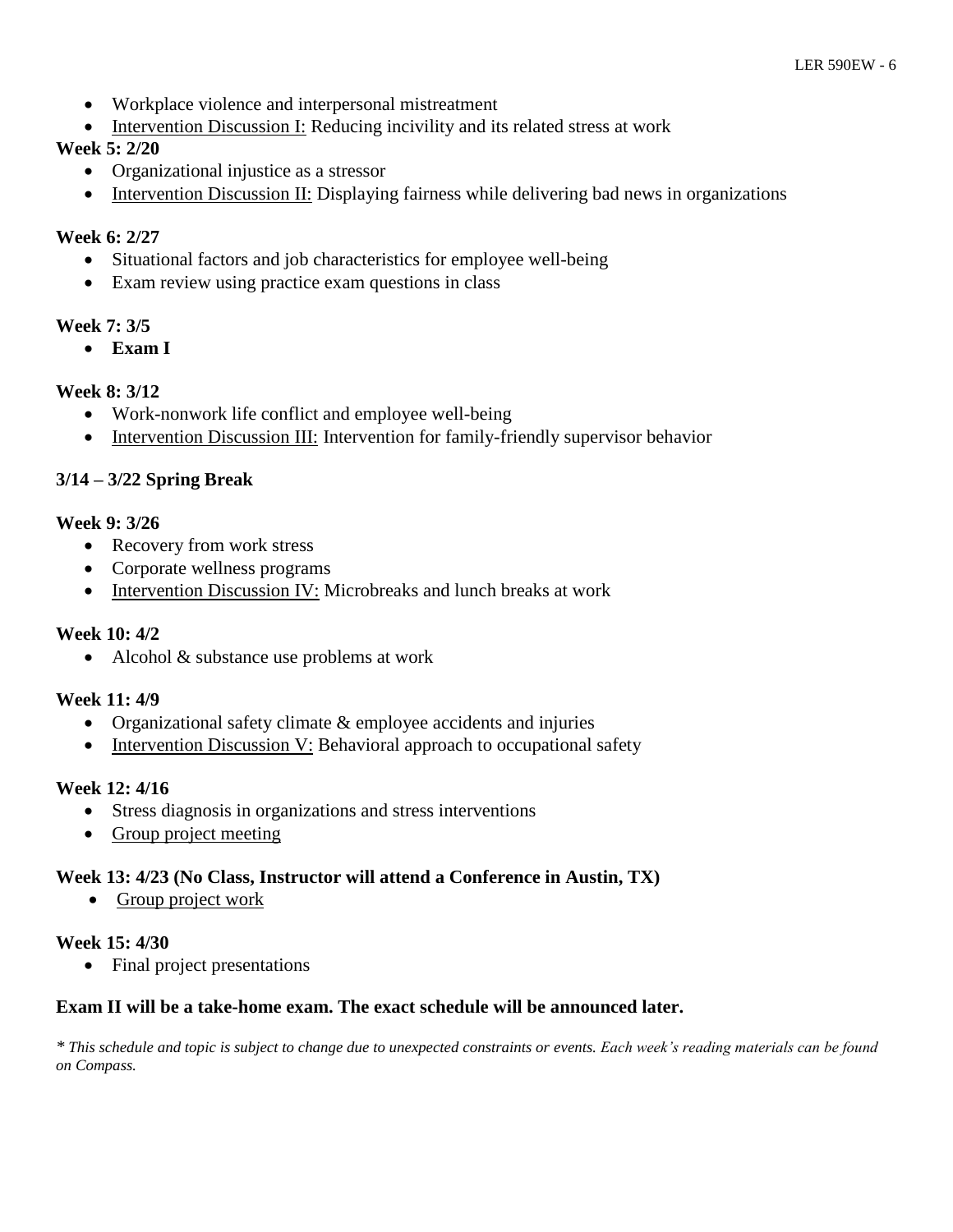- Workplace violence and interpersonal mistreatment
- Intervention Discussion I: Reducing incivility and its related stress at work

**Week 5: 2/20**

- Organizational injustice as a stressor
- Intervention Discussion II: Displaying fairness while delivering bad news in organizations

**Week 6: 2/27**

- Situational factors and job characteristics for employee well-being
- Exam review using practice exam questions in class

**Week 7: 3/5**

- **Exam I**

**Week 8: 3/12**

- Work-nonwork life conflict and employee well-being
- Intervention Discussion III: Intervention for family-friendly supervisor behavior

**3/14 – 3/22 Spring Break**

**Week 9: 3/26**

- Recovery from work stress
- Corporate wellness programs
- Intervention Discussion IV: Microbreaks and lunch breaks at work

**Week 10: 4/2**

- Alcohol & substance use problems at work

**Week 11: 4/9**

- Organizational safety climate & employee accidents and injuries
- Intervention Discussion V: Behavioral approach to occupational safety

**Week 12: 4/16**

- Stress diagnosis in organizations and stress interventions
- Group project meeting

**Week 13: 4/23 (No Class, Instructor will attend a Conference in Austin, TX)**

- Group project work

**Week 15: 4/30**

- Final project presentations

**Exam II will be a take-home exam. The exact schedule will be announced later.**

*\* This schedule and topic is subject to change due to unexpected constraints or events. Each week's reading materials can be found on Compass.*